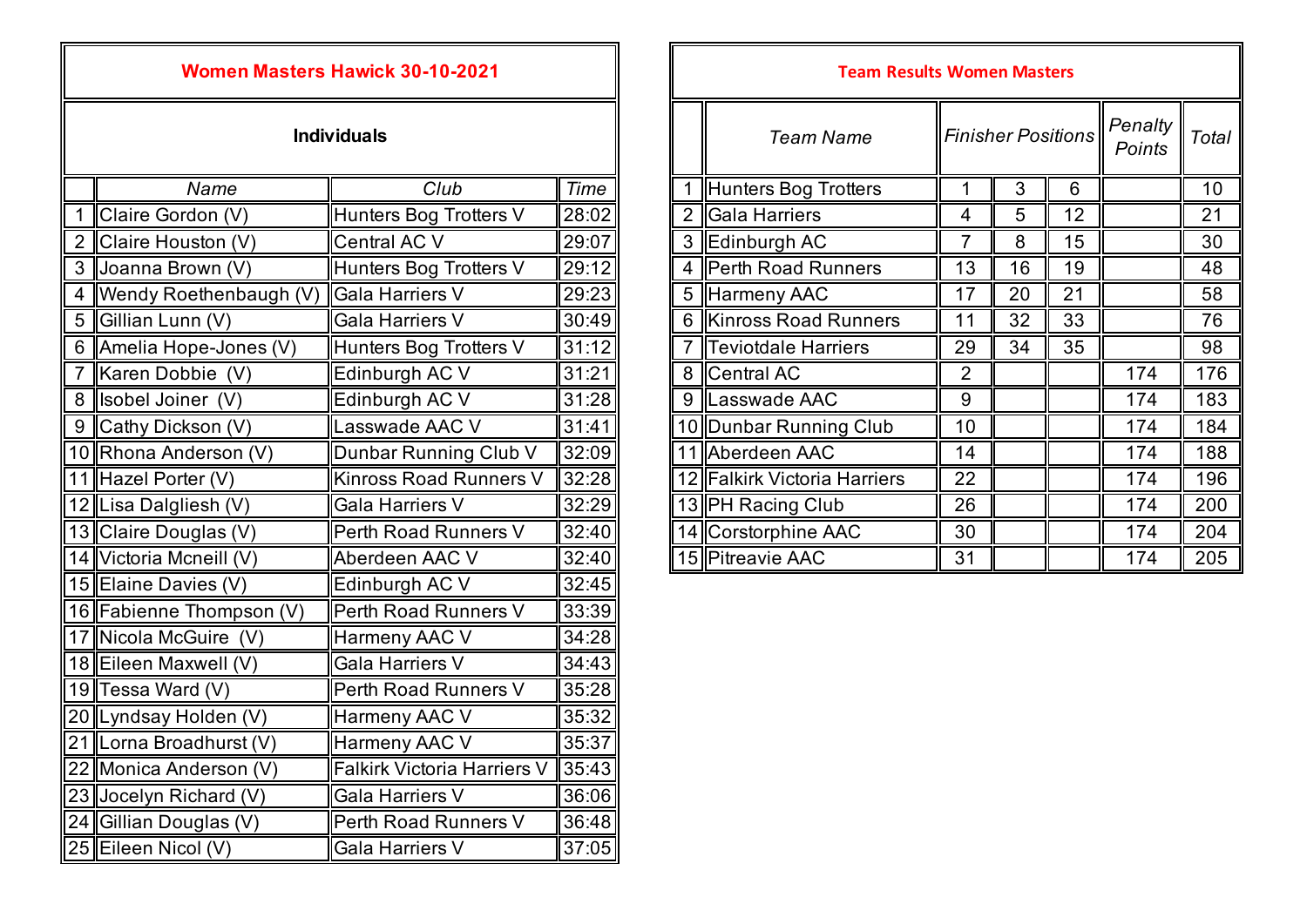## Women Masters Hawick 30-10-2021

### Individuals

| | Name | Club | Time |
|---|---|---|---|
| 1 | Claire Gordon (V) | Hunters Bog Trotters V | 28:02 |
| 2 | Claire Houston (V) | Central AC V | 29:07 |
| 3 | Joanna Brown (V) | Hunters Bog Trotters V | 29:12 |
| 4 | Wendy Roethenbaugh (V) | Gala Harriers V | 29:23 |
| 5 | Gillian Lunn (V) | Gala Harriers V | 30:49 |
| 6 | Amelia Hope-Jones (V) | Hunters Bog Trotters V | 31:12 |
| 7 | Karen Dobbie (V) | Edinburgh AC V | 31:21 |
| 8 | Isobel Joiner (V) | Edinburgh AC V | 31:28 |
| 9 | Cathy Dickson (V) | Lasswade AAC V | 31:41 |
| 10 | Rhona Anderson (V) | Dunbar Running Club V | 32:09 |
| 11 | Hazel Porter (V) | Kinross Road Runners V | 32:28 |
| 12 | Lisa Dalgliesh (V) | Gala Harriers V | 32:29 |
| 13 | Claire Douglas (V) | Perth Road Runners V | 32:40 |
| 14 | Victoria Mcneill (V) | Aberdeen AAC V | 32:40 |
| 15 | Elaine Davies (V) | Edinburgh AC V | 32:45 |
| 16 | Fabienne Thompson (V) | Perth Road Runners V | 33:39 |
| 17 | Nicola McGuire (V) | Harmeny AAC V | 34:28 |
| 18 | Eileen Maxwell (V) | Gala Harriers V | 34:43 |
| 19 | Tessa Ward (V) | Perth Road Runners V | 35:28 |
| 20 | Lyndsay Holden (V) | Harmeny AAC V | 35:32 |
| 21 | Lorna Broadhurst (V) | Harmeny AAC V | 35:37 |
| 22 | Monica Anderson (V) | Falkirk Victoria Harriers V | 35:43 |
| 23 | Jocelyn Richard (V) | Gala Harriers V | 36:06 |
| 24 | Gillian Douglas (V) | Perth Road Runners V | 36:48 |
| 25 | Eileen Nicol (V) | Gala Harriers V | 37:05 |

## Team Results Women Masters

| | Team Name | Finisher Positions | | | Penalty Points | Total |
|---|---|---|---|---|---|---|
| 1 | Hunters Bog Trotters | 1 | 3 | 6 | | 10 |
| 2 | Gala Harriers | 4 | 5 | 12 | | 21 |
| 3 | Edinburgh AC | 7 | 8 | 15 | | 30 |
| 4 | Perth Road Runners | 13 | 16 | 19 | | 48 |
| 5 | Harmeny AAC | 17 | 20 | 21 | | 58 |
| 6 | Kinross Road Runners | 11 | 32 | 33 | | 76 |
| 7 | Teviotdale Harriers | 29 | 34 | 35 | | 98 |
| 8 | Central AC | 2 | | | 174 | 176 |
| 9 | Lasswade AAC | 9 | | | 174 | 183 |
| 10 | Dunbar Running Club | 10 | | | 174 | 184 |
| 11 | Aberdeen AAC | 14 | | | 174 | 188 |
| 12 | Falkirk Victoria Harriers | 22 | | | 174 | 196 |
| 13 | PH Racing Club | 26 | | | 174 | 200 |
| 14 | Corstorphine AAC | 30 | | | 174 | 204 |
| 15 | Pitreavie AAC | 31 | | | 174 | 205 |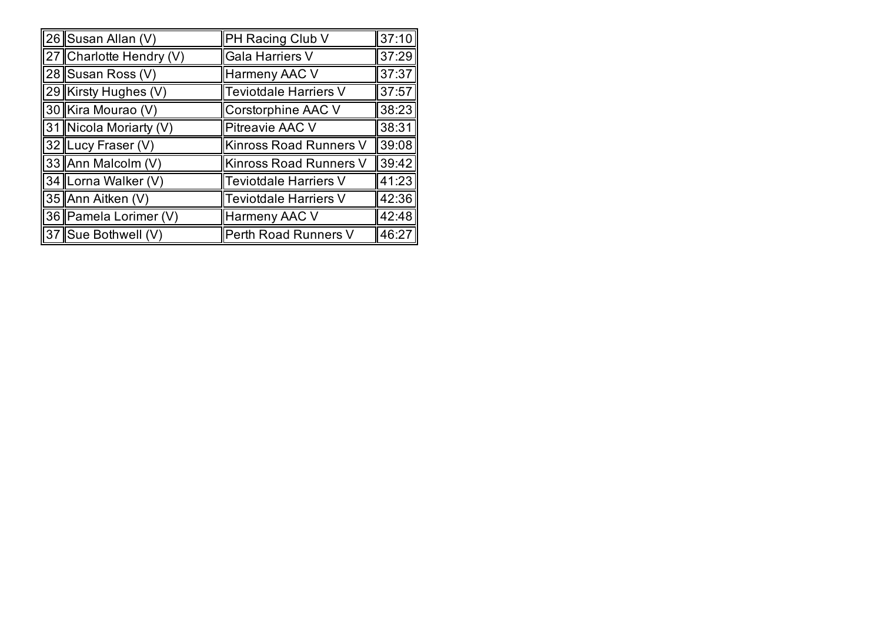| | | | |
|---|---|---|---|
| 26 | Susan Allan (V) | PH Racing Club V | 37:10 |
| 27 | Charlotte Hendry (V) | Gala Harriers V | 37:29 |
| 28 | Susan Ross (V) | Harmeny AAC V | 37:37 |
| 29 | Kirsty Hughes (V) | Teviotdale Harriers V | 37:57 |
| 30 | Kira Mourao (V) | Corstorphine AAC V | 38:23 |
| 31 | Nicola Moriarty (V) | Pitreavie AAC V | 38:31 |
| 32 | Lucy Fraser (V) | Kinross Road Runners V | 39:08 |
| 33 | Ann Malcolm (V) | Kinross Road Runners V | 39:42 |
| 34 | Lorna Walker (V) | Teviotdale Harriers V | 41:23 |
| 35 | Ann Aitken (V) | Teviotdale Harriers V | 42:36 |
| 36 | Pamela Lorimer (V) | Harmeny AAC V | 42:48 |
| 37 | Sue Bothwell (V) | Perth Road Runners V | 46:27 |